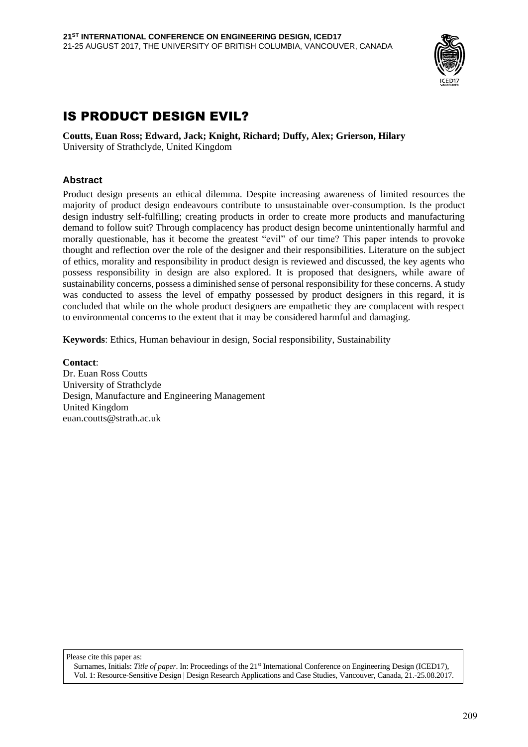**21[ST] INTERNATIONAL CONFERENCE ON ENGINEERING DESIGN, ICED17**
21-25 AUGUST 2017, THE UNIVERSITY OF BRITISH COLUMBIA, VANCOUVER, CANADA

# IS PRODUCT DESIGN EVIL?

**Coutts, Euan Ross; Edward, Jack; Knight, Richard; Duffy, Alex; Grierson, Hilary**
University of Strathclyde, United Kingdom

## Abstract

Product design presents an ethical dilemma. Despite increasing awareness of limited resources the majority of product design endeavours contribute to unsustainable over-consumption. Is the product design industry self-fulfilling; creating products in order to create more products and manufacturing demand to follow suit? Through complacency has product design become unintentionally harmful and morally questionable, has it become the greatest "evil" of our time? This paper intends to provoke thought and reflection over the role of the designer and their responsibilities. Literature on the subject of ethics, morality and responsibility in product design is reviewed and discussed, the key agents who possess responsibility in design are also explored. It is proposed that designers, while aware of sustainability concerns, possess a diminished sense of personal responsibility for these concerns. A study was conducted to assess the level of empathy possessed by product designers in this regard, it is concluded that while on the whole product designers are empathetic they are complacent with respect to environmental concerns to the extent that it may be considered harmful and damaging.

**Keywords**: Ethics, Human behaviour in design, Social responsibility, Sustainability

**Contact**:
Dr. Euan Ross Coutts
University of Strathclyde
Design, Manufacture and Engineering Management
United Kingdom
euan.coutts@strath.ac.uk

Please cite this paper as:
Surnames, Initials: *Title of paper*. In: Proceedings of the 21[st] International Conference on Engineering Design (ICED17), Vol. 1: Resource-Sensitive Design | Design Research Applications and Case Studies, Vancouver, Canada, 21.-25.08.2017.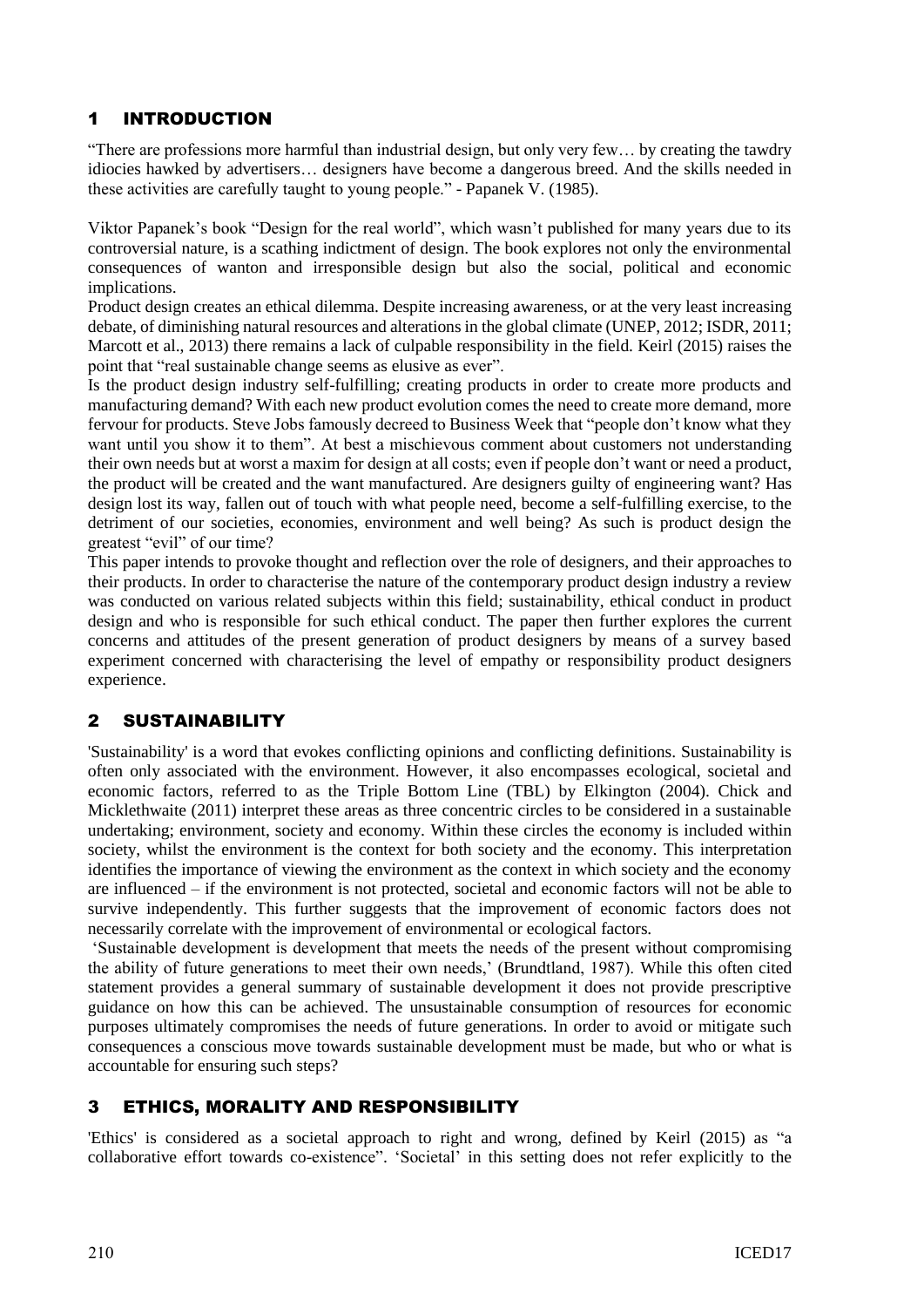## 1 INTRODUCTION

"There are professions more harmful than industrial design, but only very few… by creating the tawdry idiocies hawked by advertisers… designers have become a dangerous breed. And the skills needed in these activities are carefully taught to young people." - Papanek V. (1985).

Viktor Papanek's book "Design for the real world", which wasn't published for many years due to its controversial nature, is a scathing indictment of design. The book explores not only the environmental consequences of wanton and irresponsible design but also the social, political and economic implications.

Product design creates an ethical dilemma. Despite increasing awareness, or at the very least increasing debate, of diminishing natural resources and alterations in the global climate (UNEP, 2012; ISDR, 2011; Marcott et al., 2013) there remains a lack of culpable responsibility in the field. Keirl (2015) raises the point that "real sustainable change seems as elusive as ever".

Is the product design industry self-fulfilling; creating products in order to create more products and manufacturing demand? With each new product evolution comes the need to create more demand, more fervour for products. Steve Jobs famously decreed to Business Week that "people don't know what they want until you show it to them". At best a mischievous comment about customers not understanding their own needs but at worst a maxim for design at all costs; even if people don't want or need a product, the product will be created and the want manufactured. Are designers guilty of engineering want? Has design lost its way, fallen out of touch with what people need, become a self-fulfilling exercise, to the detriment of our societies, economies, environment and well being? As such is product design the greatest "evil" of our time?

This paper intends to provoke thought and reflection over the role of designers, and their approaches to their products. In order to characterise the nature of the contemporary product design industry a review was conducted on various related subjects within this field; sustainability, ethical conduct in product design and who is responsible for such ethical conduct. The paper then further explores the current concerns and attitudes of the present generation of product designers by means of a survey based experiment concerned with characterising the level of empathy or responsibility product designers experience.

## 2 SUSTAINABILITY

'Sustainability' is a word that evokes conflicting opinions and conflicting definitions. Sustainability is often only associated with the environment. However, it also encompasses ecological, societal and economic factors, referred to as the Triple Bottom Line (TBL) by Elkington (2004). Chick and Micklethwaite (2011) interpret these areas as three concentric circles to be considered in a sustainable undertaking; environment, society and economy. Within these circles the economy is included within society, whilst the environment is the context for both society and the economy. This interpretation identifies the importance of viewing the environment as the context in which society and the economy are influenced – if the environment is not protected, societal and economic factors will not be able to survive independently. This further suggests that the improvement of economic factors does not necessarily correlate with the improvement of environmental or ecological factors.

'Sustainable development is development that meets the needs of the present without compromising the ability of future generations to meet their own needs,' (Brundtland, 1987). While this often cited statement provides a general summary of sustainable development it does not provide prescriptive guidance on how this can be achieved. The unsustainable consumption of resources for economic purposes ultimately compromises the needs of future generations. In order to avoid or mitigate such consequences a conscious move towards sustainable development must be made, but who or what is accountable for ensuring such steps?

## 3 ETHICS, MORALITY AND RESPONSIBILITY

'Ethics' is considered as a societal approach to right and wrong, defined by Keirl (2015) as "a collaborative effort towards co-existence". 'Societal' in this setting does not refer explicitly to the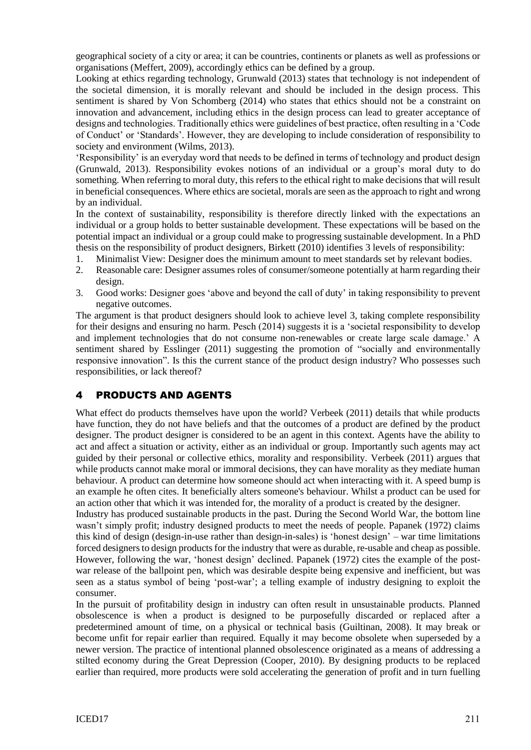geographical society of a city or area; it can be countries, continents or planets as well as professions or organisations (Meffert, 2009), accordingly ethics can be defined by a group.

Looking at ethics regarding technology, Grunwald (2013) states that technology is not independent of the societal dimension, it is morally relevant and should be included in the design process. This sentiment is shared by Von Schomberg (2014) who states that ethics should not be a constraint on innovation and advancement, including ethics in the design process can lead to greater acceptance of designs and technologies. Traditionally ethics were guidelines of best practice, often resulting in a 'Code of Conduct' or 'Standards'. However, they are developing to include consideration of responsibility to society and environment (Wilms, 2013).

'Responsibility' is an everyday word that needs to be defined in terms of technology and product design (Grunwald, 2013). Responsibility evokes notions of an individual or a group's moral duty to do something. When referring to moral duty, this refers to the ethical right to make decisions that will result in beneficial consequences. Where ethics are societal, morals are seen as the approach to right and wrong by an individual.

In the context of sustainability, responsibility is therefore directly linked with the expectations an individual or a group holds to better sustainable development. These expectations will be based on the potential impact an individual or a group could make to progressing sustainable development. In a PhD thesis on the responsibility of product designers, Birkett (2010) identifies 3 levels of responsibility:

1. Minimalist View: Designer does the minimum amount to meet standards set by relevant bodies.
2. Reasonable care: Designer assumes roles of consumer/someone potentially at harm regarding their design.
3. Good works: Designer goes 'above and beyond the call of duty' in taking responsibility to prevent negative outcomes.

The argument is that product designers should look to achieve level 3, taking complete responsibility for their designs and ensuring no harm. Pesch (2014) suggests it is a 'societal responsibility to develop and implement technologies that do not consume non-renewables or create large scale damage.' A sentiment shared by Esslinger (2011) suggesting the promotion of "socially and environmentally responsive innovation". Is this the current stance of the product design industry? Who possesses such responsibilities, or lack thereof?

## 4 PRODUCTS AND AGENTS

What effect do products themselves have upon the world? Verbeek (2011) details that while products have function, they do not have beliefs and that the outcomes of a product are defined by the product designer. The product designer is considered to be an agent in this context. Agents have the ability to act and affect a situation or activity, either as an individual or group. Importantly such agents may act guided by their personal or collective ethics, morality and responsibility. Verbeek (2011) argues that while products cannot make moral or immoral decisions, they can have morality as they mediate human behaviour. A product can determine how someone should act when interacting with it. A speed bump is an example he often cites. It beneficially alters someone's behaviour. Whilst a product can be used for an action other that which it was intended for, the morality of a product is created by the designer.

Industry has produced sustainable products in the past. During the Second World War, the bottom line wasn't simply profit; industry designed products to meet the needs of people. Papanek (1972) claims this kind of design (design-in-use rather than design-in-sales) is 'honest design' – war time limitations forced designers to design products for the industry that were as durable, re-usable and cheap as possible. However, following the war, 'honest design' declined. Papanek (1972) cites the example of the post-war release of the ballpoint pen, which was desirable despite being expensive and inefficient, but was seen as a status symbol of being 'post-war'; a telling example of industry designing to exploit the consumer.

In the pursuit of profitability design in industry can often result in unsustainable products. Planned obsolescence is when a product is designed to be purposefully discarded or replaced after a predetermined amount of time, on a physical or technical basis (Guiltinan, 2008). It may break or become unfit for repair earlier than required. Equally it may become obsolete when superseded by a newer version. The practice of intentional planned obsolescence originated as a means of addressing a stilted economy during the Great Depression (Cooper, 2010). By designing products to be replaced earlier than required, more products were sold accelerating the generation of profit and in turn fuelling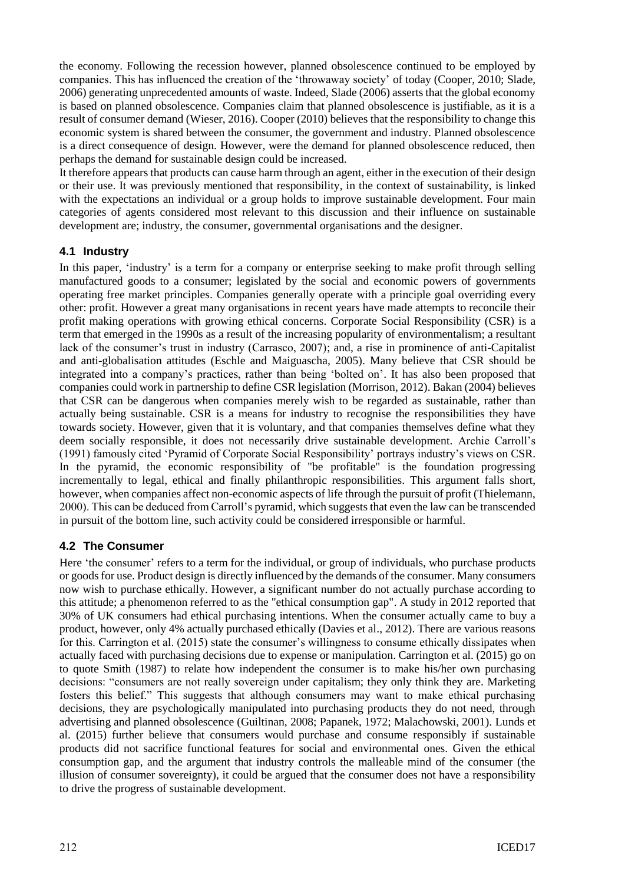the economy. Following the recession however, planned obsolescence continued to be employed by companies. This has influenced the creation of the 'throwaway society' of today (Cooper, 2010; Slade, 2006) generating unprecedented amounts of waste. Indeed, Slade (2006) asserts that the global economy is based on planned obsolescence. Companies claim that planned obsolescence is justifiable, as it is a result of consumer demand (Wieser, 2016). Cooper (2010) believes that the responsibility to change this economic system is shared between the consumer, the government and industry. Planned obsolescence is a direct consequence of design. However, were the demand for planned obsolescence reduced, then perhaps the demand for sustainable design could be increased.

It therefore appears that products can cause harm through an agent, either in the execution of their design or their use. It was previously mentioned that responsibility, in the context of sustainability, is linked with the expectations an individual or a group holds to improve sustainable development. Four main categories of agents considered most relevant to this discussion and their influence on sustainable development are; industry, the consumer, governmental organisations and the designer.

### 4.1 Industry

In this paper, 'industry' is a term for a company or enterprise seeking to make profit through selling manufactured goods to a consumer; legislated by the social and economic powers of governments operating free market principles. Companies generally operate with a principle goal overriding every other: profit. However a great many organisations in recent years have made attempts to reconcile their profit making operations with growing ethical concerns. Corporate Social Responsibility (CSR) is a term that emerged in the 1990s as a result of the increasing popularity of environmentalism; a resultant lack of the consumer's trust in industry (Carrasco, 2007); and, a rise in prominence of anti-Capitalist and anti-globalisation attitudes (Eschle and Maiguascha, 2005). Many believe that CSR should be integrated into a company's practices, rather than being 'bolted on'. It has also been proposed that companies could work in partnership to define CSR legislation (Morrison, 2012). Bakan (2004) believes that CSR can be dangerous when companies merely wish to be regarded as sustainable, rather than actually being sustainable. CSR is a means for industry to recognise the responsibilities they have towards society. However, given that it is voluntary, and that companies themselves define what they deem socially responsible, it does not necessarily drive sustainable development. Archie Carroll's (1991) famously cited 'Pyramid of Corporate Social Responsibility' portrays industry's views on CSR. In the pyramid, the economic responsibility of "be profitable" is the foundation progressing incrementally to legal, ethical and finally philanthropic responsibilities. This argument falls short, however, when companies affect non-economic aspects of life through the pursuit of profit (Thielemann, 2000). This can be deduced from Carroll's pyramid, which suggests that even the law can be transcended in pursuit of the bottom line, such activity could be considered irresponsible or harmful.

### 4.2 The Consumer

Here 'the consumer' refers to a term for the individual, or group of individuals, who purchase products or goods for use. Product design is directly influenced by the demands of the consumer. Many consumers now wish to purchase ethically. However, a significant number do not actually purchase according to this attitude; a phenomenon referred to as the "ethical consumption gap". A study in 2012 reported that 30% of UK consumers had ethical purchasing intentions. When the consumer actually came to buy a product, however, only 4% actually purchased ethically (Davies et al., 2012). There are various reasons for this. Carrington et al. (2015) state the consumer's willingness to consume ethically dissipates when actually faced with purchasing decisions due to expense or manipulation. Carrington et al. (2015) go on to quote Smith (1987) to relate how independent the consumer is to make his/her own purchasing decisions: "consumers are not really sovereign under capitalism; they only think they are. Marketing fosters this belief." This suggests that although consumers may want to make ethical purchasing decisions, they are psychologically manipulated into purchasing products they do not need, through advertising and planned obsolescence (Guiltinan, 2008; Papanek, 1972; Malachowski, 2001). Lunds et al. (2015) further believe that consumers would purchase and consume responsibly if sustainable products did not sacrifice functional features for social and environmental ones. Given the ethical consumption gap, and the argument that industry controls the malleable mind of the consumer (the illusion of consumer sovereignty), it could be argued that the consumer does not have a responsibility to drive the progress of sustainable development.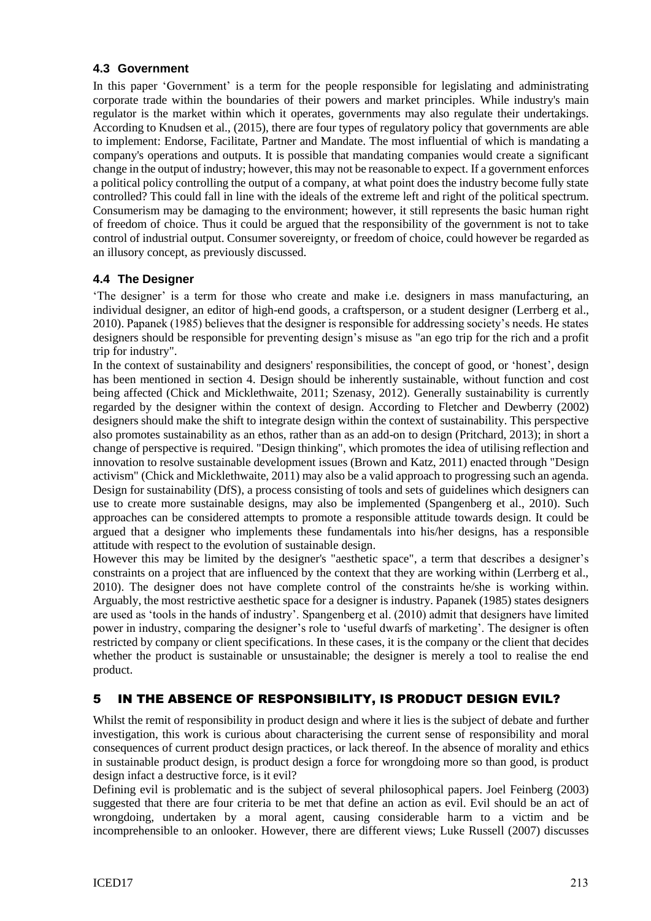### 4.3 Government

In this paper 'Government' is a term for the people responsible for legislating and administrating corporate trade within the boundaries of their powers and market principles. While industry's main regulator is the market within which it operates, governments may also regulate their undertakings. According to Knudsen et al., (2015), there are four types of regulatory policy that governments are able to implement: Endorse, Facilitate, Partner and Mandate. The most influential of which is mandating a company's operations and outputs. It is possible that mandating companies would create a significant change in the output of industry; however, this may not be reasonable to expect. If a government enforces a political policy controlling the output of a company, at what point does the industry become fully state controlled? This could fall in line with the ideals of the extreme left and right of the political spectrum. Consumerism may be damaging to the environment; however, it still represents the basic human right of freedom of choice. Thus it could be argued that the responsibility of the government is not to take control of industrial output. Consumer sovereignty, or freedom of choice, could however be regarded as an illusory concept, as previously discussed.

### 4.4 The Designer

'The designer' is a term for those who create and make i.e. designers in mass manufacturing, an individual designer, an editor of high-end goods, a craftsperson, or a student designer (Lerrberg et al., 2010). Papanek (1985) believes that the designer is responsible for addressing society's needs. He states designers should be responsible for preventing design's misuse as "an ego trip for the rich and a profit trip for industry".

In the context of sustainability and designers' responsibilities, the concept of good, or 'honest', design has been mentioned in section 4. Design should be inherently sustainable, without function and cost being affected (Chick and Micklethwaite, 2011; Szenasy, 2012). Generally sustainability is currently regarded by the designer within the context of design. According to Fletcher and Dewberry (2002) designers should make the shift to integrate design within the context of sustainability. This perspective also promotes sustainability as an ethos, rather than as an add-on to design (Pritchard, 2013); in short a change of perspective is required. "Design thinking", which promotes the idea of utilising reflection and innovation to resolve sustainable development issues (Brown and Katz, 2011) enacted through "Design activism" (Chick and Micklethwaite, 2011) may also be a valid approach to progressing such an agenda. Design for sustainability (DfS), a process consisting of tools and sets of guidelines which designers can use to create more sustainable designs, may also be implemented (Spangenberg et al., 2010). Such approaches can be considered attempts to promote a responsible attitude towards design. It could be argued that a designer who implements these fundamentals into his/her designs, has a responsible attitude with respect to the evolution of sustainable design.

However this may be limited by the designer's "aesthetic space", a term that describes a designer's constraints on a project that are influenced by the context that they are working within (Lerrberg et al., 2010). The designer does not have complete control of the constraints he/she is working within. Arguably, the most restrictive aesthetic space for a designer is industry. Papanek (1985) states designers are used as 'tools in the hands of industry'. Spangenberg et al. (2010) admit that designers have limited power in industry, comparing the designer's role to 'useful dwarfs of marketing'. The designer is often restricted by company or client specifications. In these cases, it is the company or the client that decides whether the product is sustainable or unsustainable; the designer is merely a tool to realise the end product.

## 5 IN THE ABSENCE OF RESPONSIBILITY, IS PRODUCT DESIGN EVIL?

Whilst the remit of responsibility in product design and where it lies is the subject of debate and further investigation, this work is curious about characterising the current sense of responsibility and moral consequences of current product design practices, or lack thereof. In the absence of morality and ethics in sustainable product design, is product design a force for wrongdoing more so than good, is product design infact a destructive force, is it evil?

Defining evil is problematic and is the subject of several philosophical papers. Joel Feinberg (2003) suggested that there are four criteria to be met that define an action as evil. Evil should be an act of wrongdoing, undertaken by a moral agent, causing considerable harm to a victim and be incomprehensible to an onlooker. However, there are different views; Luke Russell (2007) discusses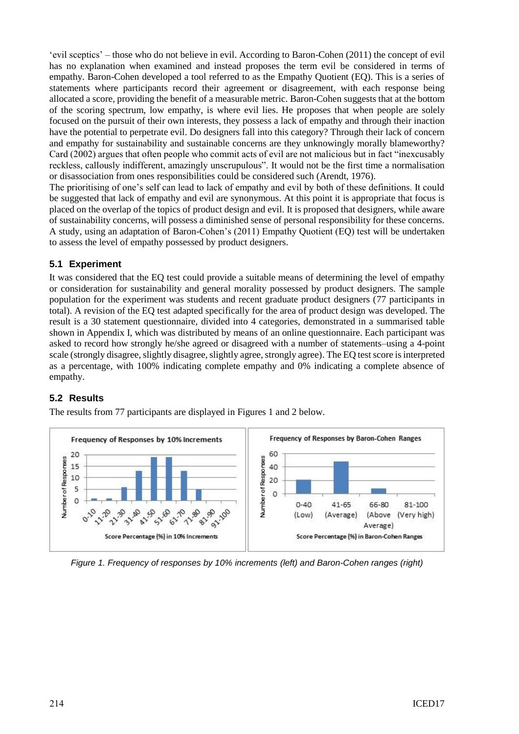'evil sceptics' – those who do not believe in evil. According to Baron-Cohen (2011) the concept of evil has no explanation when examined and instead proposes the term evil be considered in terms of empathy. Baron-Cohen developed a tool referred to as the Empathy Quotient (EQ). This is a series of statements where participants record their agreement or disagreement, with each response being allocated a score, providing the benefit of a measurable metric. Baron-Cohen suggests that at the bottom of the scoring spectrum, low empathy, is where evil lies. He proposes that when people are solely focused on the pursuit of their own interests, they possess a lack of empathy and through their inaction have the potential to perpetrate evil. Do designers fall into this category? Through their lack of concern and empathy for sustainability and sustainable concerns are they unknowingly morally blameworthy? Card (2002) argues that often people who commit acts of evil are not malicious but in fact "inexcusably reckless, callously indifferent, amazingly unscrupulous". It would not be the first time a normalisation or disassociation from ones responsibilities could be considered such (Arendt, 1976).

The prioritising of one's self can lead to lack of empathy and evil by both of these definitions. It could be suggested that lack of empathy and evil are synonymous. At this point it is appropriate that focus is placed on the overlap of the topics of product design and evil. It is proposed that designers, while aware of sustainability concerns, will possess a diminished sense of personal responsibility for these concerns. A study, using an adaptation of Baron-Cohen's (2011) Empathy Quotient (EQ) test will be undertaken to assess the level of empathy possessed by product designers.

### 5.1 Experiment

It was considered that the EQ test could provide a suitable means of determining the level of empathy or consideration for sustainability and general morality possessed by product designers. The sample population for the experiment was students and recent graduate product designers (77 participants in total). A revision of the EQ test adapted specifically for the area of product design was developed. The result is a 30 statement questionnaire, divided into 4 categories, demonstrated in a summarised table shown in Appendix I, which was distributed by means of an online questionnaire. Each participant was asked to record how strongly he/she agreed or disagreed with a number of statements–using a 4-point scale (strongly disagree, slightly disagree, slightly agree, strongly agree). The EQ test score is interpreted as a percentage, with 100% indicating complete empathy and 0% indicating a complete absence of empathy.

### 5.2 Results

The results from 77 participants are displayed in Figures 1 and 2 below.

*Figure 1. Frequency of responses by 10% increments (left) and Baron-Cohen ranges (right)*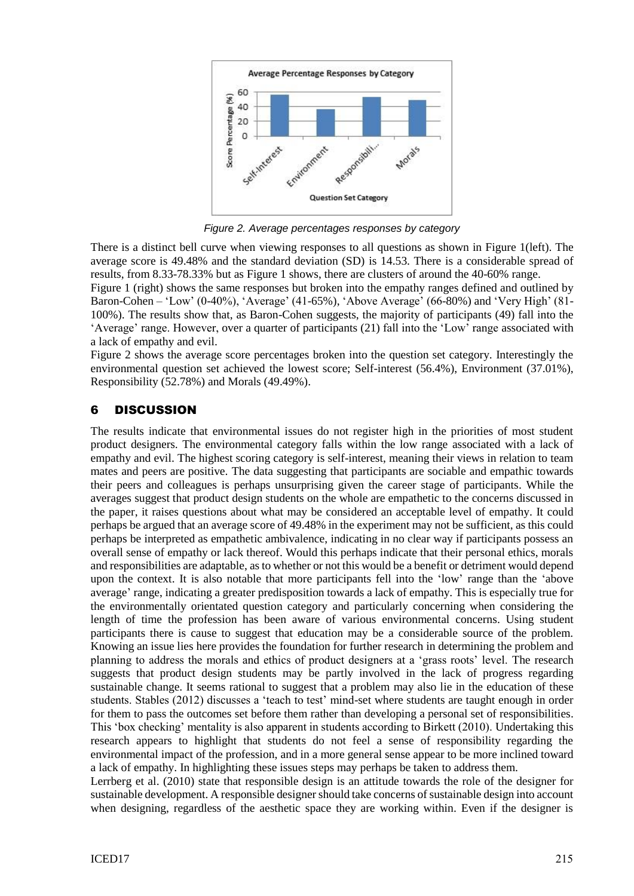Figure 2. Average percentages responses by category

There is a distinct bell curve when viewing responses to all questions as shown in Figure 1(left). The average score is 49.48% and the standard deviation (SD) is 14.53. There is a considerable spread of results, from 8.33-78.33% but as Figure 1 shows, there are clusters of around the 40-60% range.

Figure 1 (right) shows the same responses but broken into the empathy ranges defined and outlined by Baron-Cohen – 'Low' (0-40%), 'Average' (41-65%), 'Above Average' (66-80%) and 'Very High' (81-100%). The results show that, as Baron-Cohen suggests, the majority of participants (49) fall into the 'Average' range. However, over a quarter of participants (21) fall into the 'Low' range associated with a lack of empathy and evil.

Figure 2 shows the average score percentages broken into the question set category. Interestingly the environmental question set achieved the lowest score; Self-interest (56.4%), Environment (37.01%), Responsibility (52.78%) and Morals (49.49%).

## 6 DISCUSSION

The results indicate that environmental issues do not register high in the priorities of most student product designers. The environmental category falls within the low range associated with a lack of empathy and evil. The highest scoring category is self-interest, meaning their views in relation to team mates and peers are positive. The data suggesting that participants are sociable and empathic towards their peers and colleagues is perhaps unsurprising given the career stage of participants. While the averages suggest that product design students on the whole are empathetic to the concerns discussed in the paper, it raises questions about what may be considered an acceptable level of empathy. It could perhaps be argued that an average score of 49.48% in the experiment may not be sufficient, as this could perhaps be interpreted as empathetic ambivalence, indicating in no clear way if participants possess an overall sense of empathy or lack thereof. Would this perhaps indicate that their personal ethics, morals and responsibilities are adaptable, as to whether or not this would be a benefit or detriment would depend upon the context. It is also notable that more participants fell into the 'low' range than the 'above average' range, indicating a greater predisposition towards a lack of empathy. This is especially true for the environmentally orientated question category and particularly concerning when considering the length of time the profession has been aware of various environmental concerns. Using student participants there is cause to suggest that education may be a considerable source of the problem. Knowing an issue lies here provides the foundation for further research in determining the problem and planning to address the morals and ethics of product designers at a 'grass roots' level. The research suggests that product design students may be partly involved in the lack of progress regarding sustainable change. It seems rational to suggest that a problem may also lie in the education of these students. Stables (2012) discusses a 'teach to test' mind-set where students are taught enough in order for them to pass the outcomes set before them rather than developing a personal set of responsibilities. This 'box checking' mentality is also apparent in students according to Birkett (2010). Undertaking this research appears to highlight that students do not feel a sense of responsibility regarding the environmental impact of the profession, and in a more general sense appear to be more inclined toward a lack of empathy. In highlighting these issues steps may perhaps be taken to address them.

Lerrberg et al. (2010) state that responsible design is an attitude towards the role of the designer for sustainable development. A responsible designer should take concerns of sustainable design into account when designing, regardless of the aesthetic space they are working within. Even if the designer is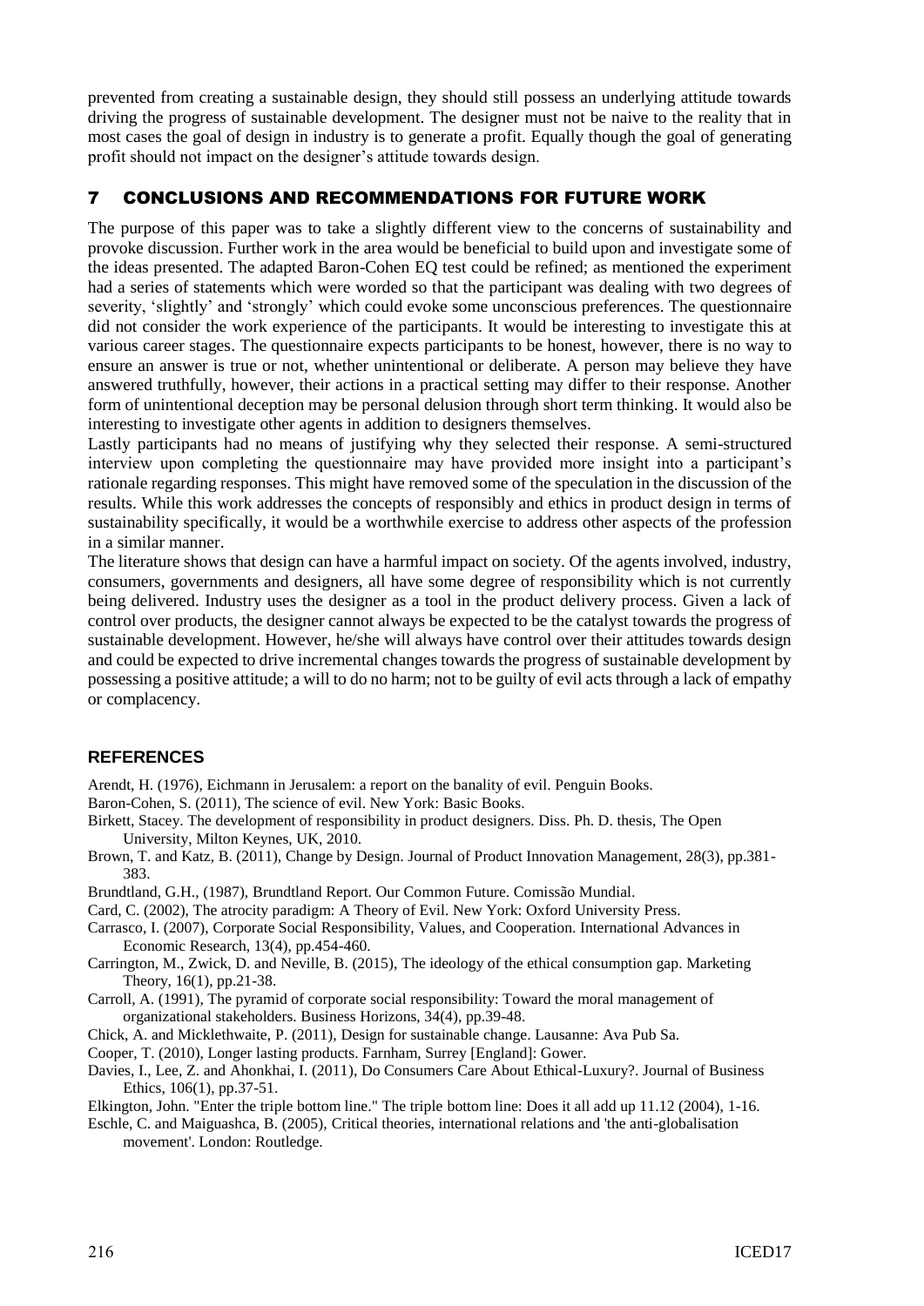prevented from creating a sustainable design, they should still possess an underlying attitude towards driving the progress of sustainable development. The designer must not be naive to the reality that in most cases the goal of design in industry is to generate a profit. Equally though the goal of generating profit should not impact on the designer's attitude towards design.

## 7 CONCLUSIONS AND RECOMMENDATIONS FOR FUTURE WORK

The purpose of this paper was to take a slightly different view to the concerns of sustainability and provoke discussion. Further work in the area would be beneficial to build upon and investigate some of the ideas presented. The adapted Baron-Cohen EQ test could be refined; as mentioned the experiment had a series of statements which were worded so that the participant was dealing with two degrees of severity, 'slightly' and 'strongly' which could evoke some unconscious preferences. The questionnaire did not consider the work experience of the participants. It would be interesting to investigate this at various career stages. The questionnaire expects participants to be honest, however, there is no way to ensure an answer is true or not, whether unintentional or deliberate. A person may believe they have answered truthfully, however, their actions in a practical setting may differ to their response. Another form of unintentional deception may be personal delusion through short term thinking. It would also be interesting to investigate other agents in addition to designers themselves.

Lastly participants had no means of justifying why they selected their response. A semi-structured interview upon completing the questionnaire may have provided more insight into a participant's rationale regarding responses. This might have removed some of the speculation in the discussion of the results. While this work addresses the concepts of responsibly and ethics in product design in terms of sustainability specifically, it would be a worthwhile exercise to address other aspects of the profession in a similar manner.

The literature shows that design can have a harmful impact on society. Of the agents involved, industry, consumers, governments and designers, all have some degree of responsibility which is not currently being delivered. Industry uses the designer as a tool in the product delivery process. Given a lack of control over products, the designer cannot always be expected to be the catalyst towards the progress of sustainable development. However, he/she will always have control over their attitudes towards design and could be expected to drive incremental changes towards the progress of sustainable development by possessing a positive attitude; a will to do no harm; not to be guilty of evil acts through a lack of empathy or complacency.

### REFERENCES

Arendt, H. (1976), Eichmann in Jerusalem: a report on the banality of evil. Penguin Books.

Baron-Cohen, S. (2011), The science of evil. New York: Basic Books.

Birkett, Stacey. The development of responsibility in product designers. Diss. Ph. D. thesis, The Open University, Milton Keynes, UK, 2010.

Brown, T. and Katz, B. (2011), Change by Design. Journal of Product Innovation Management, 28(3), pp.381-383.

Brundtland, G.H., (1987), Brundtland Report. Our Common Future. Comissão Mundial.

Card, C. (2002), The atrocity paradigm: A Theory of Evil. New York: Oxford University Press.

Carrasco, I. (2007), Corporate Social Responsibility, Values, and Cooperation. International Advances in Economic Research, 13(4), pp.454-460.

Carrington, M., Zwick, D. and Neville, B. (2015), The ideology of the ethical consumption gap. Marketing Theory, 16(1), pp.21-38.

Carroll, A. (1991), The pyramid of corporate social responsibility: Toward the moral management of organizational stakeholders. Business Horizons, 34(4), pp.39-48.

Chick, A. and Micklethwaite, P. (2011), Design for sustainable change. Lausanne: Ava Pub Sa.

Cooper, T. (2010), Longer lasting products. Farnham, Surrey [England]: Gower.

Davies, I., Lee, Z. and Ahonkhai, I. (2011), Do Consumers Care About Ethical-Luxury?. Journal of Business Ethics, 106(1), pp.37-51.

Elkington, John. "Enter the triple bottom line." The triple bottom line: Does it all add up 11.12 (2004), 1-16.

Eschle, C. and Maiguashca, B. (2005), Critical theories, international relations and 'the anti-globalisation movement'. London: Routledge.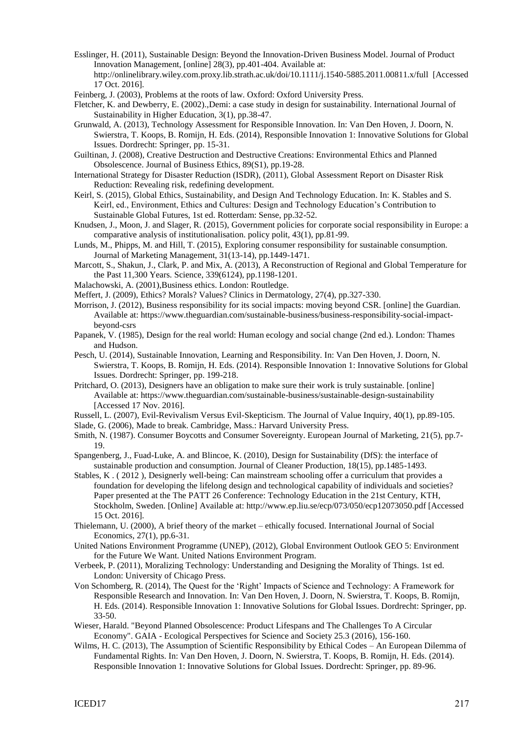Esslinger, H. (2011), Sustainable Design: Beyond the Innovation-Driven Business Model. Journal of Product Innovation Management, [online] 28(3), pp.401-404. Available at: http://onlinelibrary.wiley.com.proxy.lib.strath.ac.uk/doi/10.1111/j.1540-5885.2011.00811.x/full [Accessed 17 Oct. 2016].

Feinberg, J. (2003), Problems at the roots of law. Oxford: Oxford University Press.

Fletcher, K. and Dewberry, E. (2002).,Demi: a case study in design for sustainability. International Journal of Sustainability in Higher Education, 3(1), pp.38-47.

Grunwald, A. (2013), Technology Assessment for Responsible Innovation. In: Van Den Hoven, J. Doorn, N. Swierstra, T. Koops, B. Romijn, H. Eds. (2014), Responsible Innovation 1: Innovative Solutions for Global Issues. Dordrecht: Springer, pp. 15-31.

Guiltinan, J. (2008), Creative Destruction and Destructive Creations: Environmental Ethics and Planned Obsolescence. Journal of Business Ethics, 89(S1), pp.19-28.

International Strategy for Disaster Reduction (ISDR), (2011), Global Assessment Report on Disaster Risk Reduction: Revealing risk, redefining development.

Keirl, S. (2015), Global Ethics, Sustainability, and Design And Technology Education. In: K. Stables and S. Keirl, ed., Environment, Ethics and Cultures: Design and Technology Education's Contribution to Sustainable Global Futures, 1st ed. Rotterdam: Sense, pp.32-52.

Knudsen, J., Moon, J. and Slager, R. (2015), Government policies for corporate social responsibility in Europe: a comparative analysis of institutionalisation. policy polit, 43(1), pp.81-99.

Lunds, M., Phipps, M. and Hill, T. (2015), Exploring consumer responsibility for sustainable consumption. Journal of Marketing Management, 31(13-14), pp.1449-1471.

Marcott, S., Shakun, J., Clark, P. and Mix, A. (2013), A Reconstruction of Regional and Global Temperature for the Past 11,300 Years. Science, 339(6124), pp.1198-1201.

Malachowski, A. (2001),Business ethics. London: Routledge.

Meffert, J. (2009), Ethics? Morals? Values? Clinics in Dermatology, 27(4), pp.327-330.

Morrison, J. (2012), Business responsibility for its social impacts: moving beyond CSR. [online] the Guardian. Available at: https://www.theguardian.com/sustainable-business/business-responsibility-social-impact-beyond-csrs

Papanek, V. (1985), Design for the real world: Human ecology and social change (2nd ed.). London: Thames and Hudson.

Pesch, U. (2014), Sustainable Innovation, Learning and Responsibility. In: Van Den Hoven, J. Doorn, N. Swierstra, T. Koops, B. Romijn, H. Eds. (2014). Responsible Innovation 1: Innovative Solutions for Global Issues. Dordrecht: Springer, pp. 199-218.

Pritchard, O. (2013), Designers have an obligation to make sure their work is truly sustainable. [online] Available at: https://www.theguardian.com/sustainable-business/sustainable-design-sustainability [Accessed 17 Nov. 2016].

Russell, L. (2007), Evil-Revivalism Versus Evil-Skepticism. The Journal of Value Inquiry, 40(1), pp.89-105.

Slade, G. (2006), Made to break. Cambridge, Mass.: Harvard University Press.

Smith, N. (1987). Consumer Boycotts and Consumer Sovereignty. European Journal of Marketing, 21(5), pp.7-19.

Spangenberg, J., Fuad-Luke, A. and Blincoe, K. (2010), Design for Sustainability (DfS): the interface of sustainable production and consumption. Journal of Cleaner Production, 18(15), pp.1485-1493.

Stables, K . ( 2012 ), Designerly well-being: Can mainstream schooling offer a curriculum that provides a foundation for developing the lifelong design and technological capability of individuals and societies? Paper presented at the The PATT 26 Conference: Technology Education in the 21st Century, KTH, Stockholm, Sweden. [Online] Available at: http://www.ep.liu.se/ecp/073/050/ecp12073050.pdf [Accessed 15 Oct. 2016].

Thielemann, U. (2000), A brief theory of the market – ethically focused. International Journal of Social Economics, 27(1), pp.6-31.

United Nations Environment Programme (UNEP), (2012), Global Environment Outlook GEO 5: Environment for the Future We Want. United Nations Environment Program.

Verbeek, P. (2011), Moralizing Technology: Understanding and Designing the Morality of Things. 1st ed. London: University of Chicago Press.

Von Schomberg, R. (2014), The Quest for the 'Right' Impacts of Science and Technology: A Framework for Responsible Research and Innovation. In: Van Den Hoven, J. Doorn, N. Swierstra, T. Koops, B. Romijn, H. Eds. (2014). Responsible Innovation 1: Innovative Solutions for Global Issues. Dordrecht: Springer, pp. 33-50.

Wieser, Harald. "Beyond Planned Obsolescence: Product Lifespans and The Challenges To A Circular Economy". GAIA - Ecological Perspectives for Science and Society 25.3 (2016), 156-160.

Wilms, H. C. (2013), The Assumption of Scientific Responsibility by Ethical Codes – An European Dilemma of Fundamental Rights. In: Van Den Hoven, J. Doorn, N. Swierstra, T. Koops, B. Romijn, H. Eds. (2014). Responsible Innovation 1: Innovative Solutions for Global Issues. Dordrecht: Springer, pp. 89-96.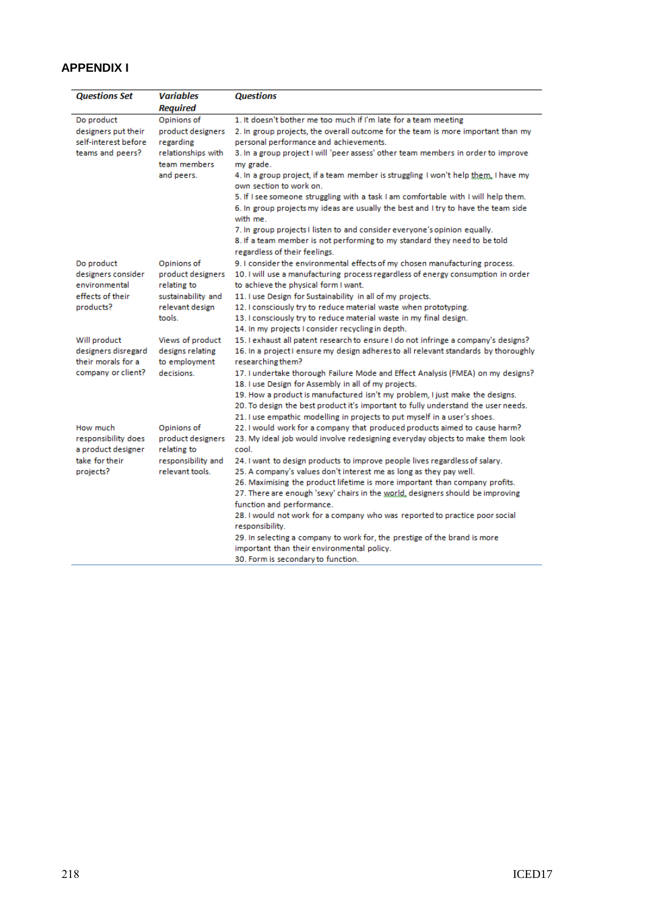## APPENDIX I

| ***Questions Set*** | ***Variables Required*** | ***Questions*** |
|---|---|---|
| Do product designers put their self-interest before teams and peers? | Opinions of product designers regarding relationships with team members and peers. | 1. It doesn't bother me too much if I'm late for a team meeting<br>2. In group projects, the overall outcome for the team is more important than my personal performance and achievements.<br>3. In a group project I will 'peer assess' other team members in order to improve my grade.<br>4. In a group project, if a team member is struggling I won't help them. I have my own section to work on.<br>5. If I see someone struggling with a task I am comfortable with I will help them.<br>6. In group projects my ideas are usually the best and I try to have the team side with me.<br>7. In group projects I listen to and consider everyone's opinion equally.<br>8. If a team member is not performing to my standard they need to be told regardless of their feelings. |
| Do product designers consider environmental effects of their products? | Opinions of product designers relating to sustainability and relevant design tools. | 9. I consider the environmental effects of my chosen manufacturing process.<br>10. I will use a manufacturing process regardless of energy consumption in order to achieve the physical form I want.<br>11. I use Design for Sustainability in all of my projects.<br>12. I consciously try to reduce material waste when prototyping.<br>13. I consciously try to reduce material waste in my final design.<br>14. In my projects I consider recycling in depth. |
| Will product designers disregard their morals for a company or client? | Views of product designs relating to employment decisions. | 15. I exhaust all patent research to ensure I do not infringe a company's designs?<br>16. In a project I ensure my design adheres to all relevant standards by thoroughly researching them?<br>17. I undertake thorough Failure Mode and Effect Analysis (FMEA) on my designs?<br>18. I use Design for Assembly in all of my projects.<br>19. How a product is manufactured isn't my problem, I just make the designs.<br>20. To design the best product it's important to fully understand the user needs.<br>21. I use empathic modelling in projects to put myself in a user's shoes. |
| How much responsibility does a product designer take for their projects? | Opinions of product designers relating to responsibility and relevant tools. | 22. I would work for a company that produced products aimed to cause harm?<br>23. My ideal job would involve redesigning everyday objects to make them look cool.<br>24. I want to design products to improve people lives regardless of salary.<br>25. A company's values don't interest me as long as they pay well.<br>26. Maximising the product lifetime is more important than company profits.<br>27. There are enough 'sexy' chairs in the world, designers should be improving function and performance.<br>28. I would not work for a company who was reported to practice poor social responsibility.<br>29. In selecting a company to work for, the prestige of the brand is more important than their environmental policy.<br>30. Form is secondary to function. |